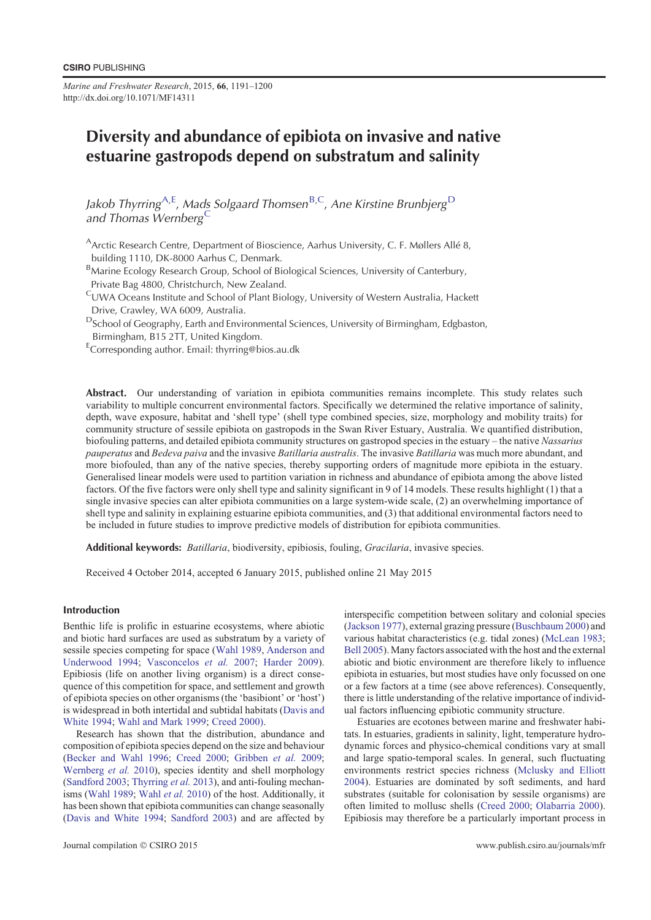# Diversity and abundance of epibiota on invasive and native estuarine gastropods depend on substratum and salinity

*Jakob Thyrring*[A,E], *Mads Solgaard Thomsen*[B,C], *Ane Kirstine Brunbjerg*[D] *and Thomas Wernberg*[C]

[A]Arctic Research Centre, Department of Bioscience, Aarhus University, C. F. Møllers Allé 8, building 1110, DK-8000 Aarhus C, Denmark.

[B]Marine Ecology Research Group, School of Biological Sciences, University of Canterbury, Private Bag 4800, Christchurch, New Zealand.

[C]UWA Oceans Institute and School of Plant Biology, University of Western Australia, Hackett Drive, Crawley, WA 6009, Australia.

[D]School of Geography, Earth and Environmental Sciences, University of Birmingham, Edgbaston, Birmingham, B15 2TT, United Kingdom.

[E]Corresponding author. Email: thyrring@bios.au.dk

**Abstract.** Our understanding of variation in epibiota communities remains incomplete. This study relates such variability to multiple concurrent environmental factors. Specifically we determined the relative importance of salinity, depth, wave exposure, habitat and 'shell type' (shell type combined species, size, morphology and mobility traits) for community structure of sessile epibiota on gastropods in the Swan River Estuary, Australia. We quantified distribution, biofouling patterns, and detailed epibiota community structures on gastropod species in the estuary – the native *Nassarius pauperatus* and *Bedeva paiva* and the invasive *Batillaria australis*. The invasive *Batillaria* was much more abundant, and more biofouled, than any of the native species, thereby supporting orders of magnitude more epibiota in the estuary. Generalised linear models were used to partition variation in richness and abundance of epibiota among the above listed factors. Of the five factors were only shell type and salinity significant in 9 of 14 models. These results highlight (1) that a single invasive species can alter epibiota communities on a large system-wide scale, (2) an overwhelming importance of shell type and salinity in explaining estuarine epibiota communities, and (3) that additional environmental factors need to be included in future studies to improve predictive models of distribution for epibiota communities.

**Additional keywords:** *Batillaria*, biodiversity, epibiosis, fouling, *Gracilaria*, invasive species.

Received 4 October 2014, accepted 6 January 2015, published online 21 May 2015

## Introduction

Benthic life is prolific in estuarine ecosystems, where abiotic and biotic hard surfaces are used as substratum by a variety of sessile species competing for space (Wahl 1989, Anderson and Underwood 1994; Vasconcelos *et al.* 2007; Harder 2009). Epibiosis (life on another living organism) is a direct consequence of this competition for space, and settlement and growth of epibiota species on other organisms (the 'basibiont' or 'host') is widespread in both intertidal and subtidal habitats (Davis and White 1994; Wahl and Mark 1999; Creed 2000).

Research has shown that the distribution, abundance and composition of epibiota species depend on the size and behaviour (Becker and Wahl 1996; Creed 2000; Gribben *et al.* 2009; Wernberg *et al.* 2010), species identity and shell morphology (Sandford 2003; Thyrring *et al.* 2013), and anti-fouling mechanisms (Wahl 1989; Wahl *et al.* 2010) of the host. Additionally, it has been shown that epibiota communities can change seasonally (Davis and White 1994; Sandford 2003) and are affected by interspecific competition between solitary and colonial species (Jackson 1977), external grazing pressure (Buschbaum 2000) and various habitat characteristics (e.g. tidal zones) (McLean 1983; Bell 2005). Many factors associated with the host and the external abiotic and biotic environment are therefore likely to influence epibiota in estuaries, but most studies have only focussed on one or a few factors at a time (see above references). Consequently, there is little understanding of the relative importance of individual factors influencing epibiotic community structure.

Estuaries are ecotones between marine and freshwater habitats. In estuaries, gradients in salinity, light, temperature hydrodynamic forces and physico-chemical conditions vary at small and large spatio-temporal scales. In general, such fluctuating environments restrict species richness (Mclusky and Elliott 2004). Estuaries are dominated by soft sediments, and hard substrates (suitable for colonisation by sessile organisms) are often limited to mollusc shells (Creed 2000; Olabarria 2000). Epibiosis may therefore be a particularly important process in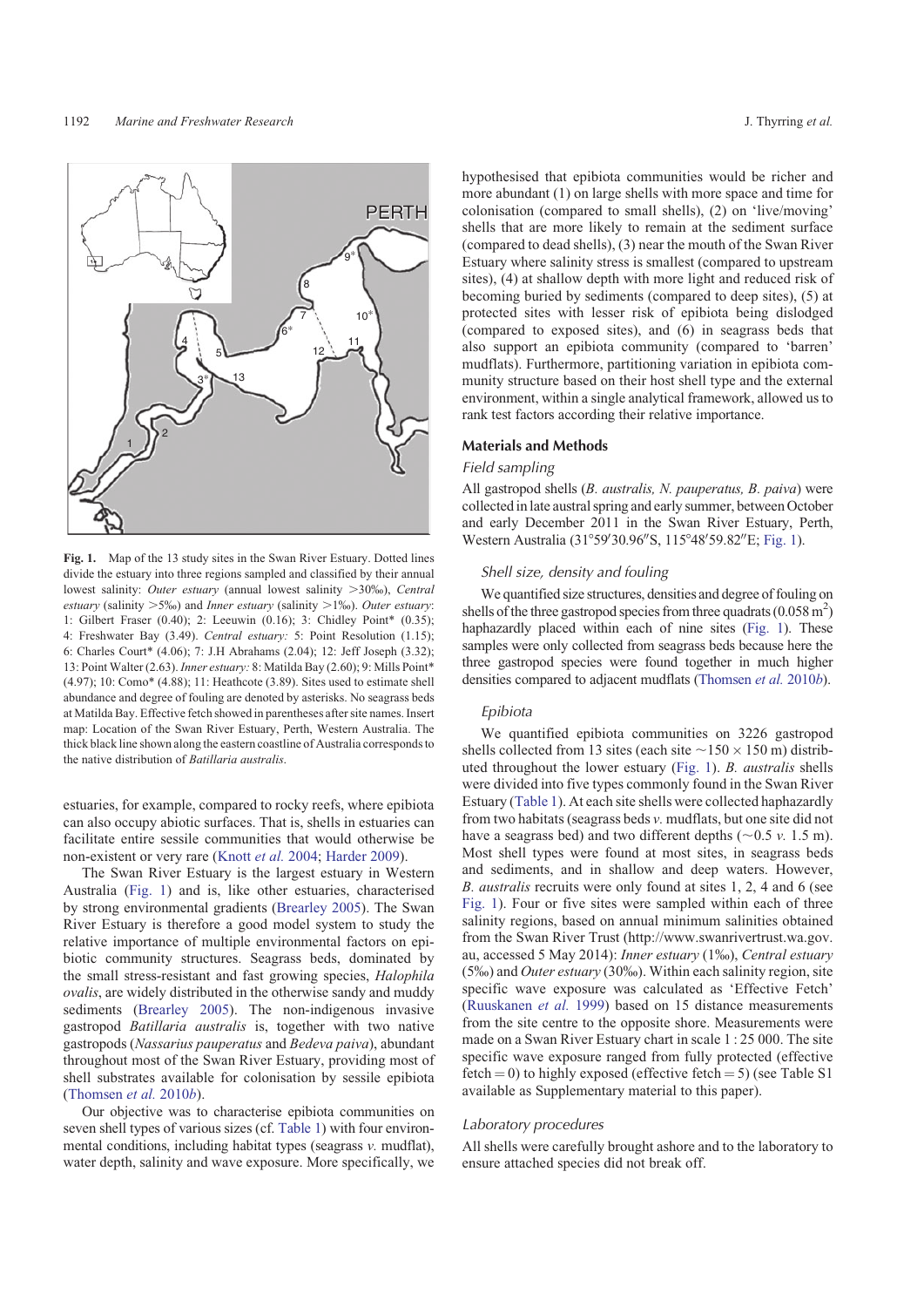**Fig. 1.** Map of the 13 study sites in the Swan River Estuary. Dotted lines divide the estuary into three regions sampled and classified by their annual lowest salinity: *Outer estuary* (annual lowest salinity >30‰), *Central estuary* (salinity >5‰) and *Inner estuary* (salinity >1‰). *Outer estuary*: 1: Gilbert Fraser (0.40); 2: Leeuwin (0.16); 3: Chidley Point* (0.35); 4: Freshwater Bay (3.49). *Central estuary:* 5: Point Resolution (1.15); 6: Charles Court* (4.06); 7: J.H Abrahams (2.04); 12: Jeff Joseph (3.32); 13: Point Walter (2.63). *Inner estuary:* 8: Matilda Bay (2.60); 9: Mills Point* (4.97); 10: Como* (4.88); 11: Heathcote (3.89). Sites used to estimate shell abundance and degree of fouling are denoted by asterisks. No seagrass beds at Matilda Bay. Effective fetch showed in parentheses after site names. Insert map: Location of the Swan River Estuary, Perth, Western Australia. The thick black line shown along the eastern coastline of Australia corresponds to the native distribution of *Batillaria australis*.

estuaries, for example, compared to rocky reefs, where epibiota can also occupy abiotic surfaces. That is, shells in estuaries can facilitate entire sessile communities that would otherwise be non-existent or very rare (Knott *et al.* 2004; Harder 2009).

The Swan River Estuary is the largest estuary in Western Australia (Fig. 1) and is, like other estuaries, characterised by strong environmental gradients (Brearley 2005). The Swan River Estuary is therefore a good model system to study the relative importance of multiple environmental factors on epibiotic community structures. Seagrass beds, dominated by the small stress-resistant and fast growing species, *Halophila ovalis*, are widely distributed in the otherwise sandy and muddy sediments (Brearley 2005). The non-indigenous invasive gastropod *Batillaria australis* is, together with two native gastropods (*Nassarius pauperatus* and *Bedeva paiva*), abundant throughout most of the Swan River Estuary, providing most of shell substrates available for colonisation by sessile epibiota (Thomsen *et al.* 2010*b*).

Our objective was to characterise epibiota communities on seven shell types of various sizes (cf. Table 1) with four environmental conditions, including habitat types (seagrass *v.* mudflat), water depth, salinity and wave exposure. More specifically, we hypothesised that epibiota communities would be richer and more abundant (1) on large shells with more space and time for colonisation (compared to small shells), (2) on 'live/moving' shells that are more likely to remain at the sediment surface (compared to dead shells), (3) near the mouth of the Swan River Estuary where salinity stress is smallest (compared to upstream sites), (4) at shallow depth with more light and reduced risk of becoming buried by sediments (compared to deep sites), (5) at protected sites with lesser risk of epibiota being dislodged (compared to exposed sites), and (6) in seagrass beds that also support an epibiota community (compared to 'barren' mudflats). Furthermore, partitioning variation in epibiota community structure based on their host shell type and the external environment, within a single analytical framework, allowed us to rank test factors according their relative importance.

## Materials and Methods

### Field sampling

All gastropod shells (*B. australis, N. pauperatus, B. paiva*) were collected in late austral spring and early summer, between October and early December 2011 in the Swan River Estuary, Perth, Western Australia (31°59′30.96″S, 115°48′59.82″E; Fig. 1).

#### Shell size, density and fouling

We quantified size structures, densities and degree of fouling on shells of the three gastropod species from three quadrats (0.058 $m^2$) haphazardly placed within each of nine sites (Fig. 1). These samples were only collected from seagrass beds because here the three gastropod species were found together in much higher densities compared to adjacent mudflats (Thomsen *et al.* 2010*b*).

#### Epibiota

We quantified epibiota communities on 3226 gastropod shells collected from 13 sites (each site ~150 × 150 m) distributed throughout the lower estuary (Fig. 1). *B. australis* shells were divided into five types commonly found in the Swan River Estuary (Table 1). At each site shells were collected haphazardly from two habitats (seagrass beds *v.* mudflats, but one site did not have a seagrass bed) and two different depths (~0.5 *v.* 1.5 m). Most shell types were found at most sites, in seagrass beds and sediments, and in shallow and deep waters. However, *B. australis* recruits were only found at sites 1, 2, 4 and 6 (see Fig. 1). Four or five sites were sampled within each of three salinity regions, based on annual minimum salinities obtained from the Swan River Trust (http://www.swanrivertrust.wa.gov.au, accessed 5 May 2014): *Inner estuary* (1‰), *Central estuary* (5‰) and *Outer estuary* (30‰). Within each salinity region, site specific wave exposure was calculated as 'Effective Fetch' (Ruuskanen *et al.* 1999) based on 15 distance measurements from the site centre to the opposite shore. Measurements were made on a Swan River Estuary chart in scale 1 : 25 000. The site specific wave exposure ranged from fully protected (effective fetch = 0) to highly exposed (effective fetch = 5) (see Table S1 available as Supplementary material to this paper).

### Laboratory procedures

All shells were carefully brought ashore and to the laboratory to ensure attached species did not break off.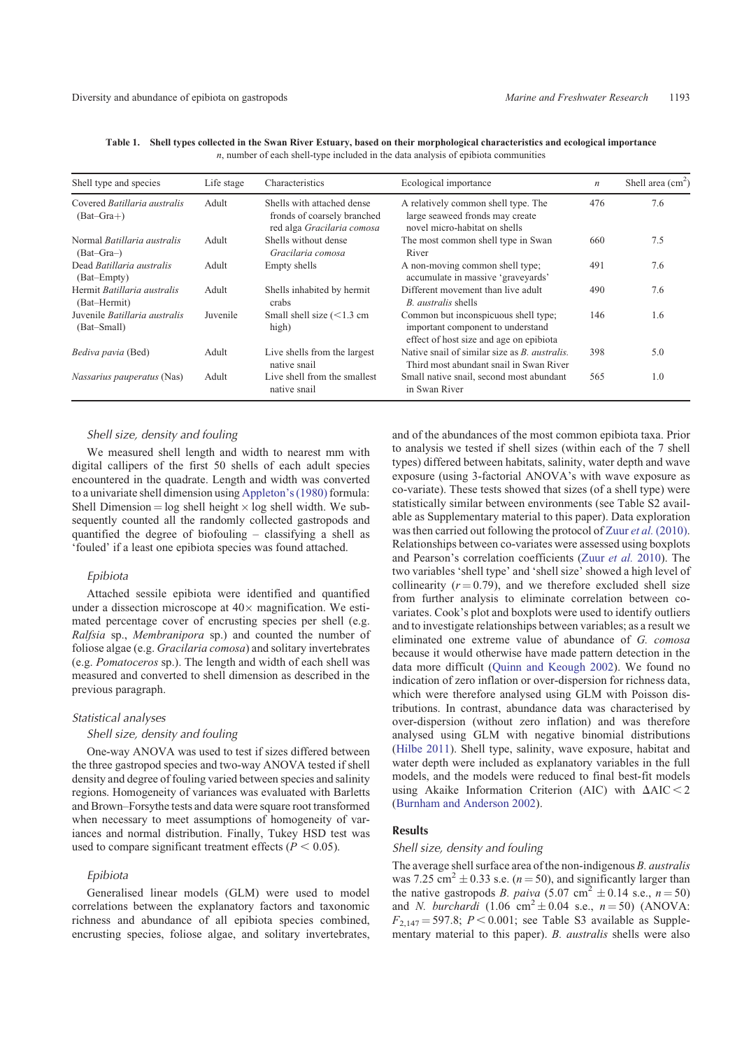**Table 1. Shell types collected in the Swan River Estuary, based on their morphological characteristics and ecological importance**
*n*, number of each shell-type included in the data analysis of epibiota communities

| Shell type and species | Life stage | Characteristics | Ecological importance | *n* | Shell area ($cm^2$) |
|---|---|---|---|---|---|
| Covered *Batillaria australis* (Bat–Gra+) | Adult | Shells with attached dense fronds of coarsely branched red alga *Gracilaria comosa* | A relatively common shell type. The large seaweed fronds may create novel micro-habitat on shells | 476 | 7.6 |
| Normal *Batillaria australis* (Bat–Gra–) | Adult | Shells without dense *Gracilaria comosa* | The most common shell type in Swan River | 660 | 7.5 |
| Dead *Batillaria australis* (Bat–Empty) | Adult | Empty shells | A non-moving common shell type; accumulate in massive 'graveyards' | 491 | 7.6 |
| Hermit *Batillaria australis* (Bat–Hermit) | Adult | Shells inhabited by hermit crabs | Different movement than live adult *B. australis* shells | 490 | 7.6 |
| Juvenile *Batillaria australis* (Bat–Small) | Juvenile | Small shell size (<1.3 cm high) | Common but inconspicuous shell type; important component to understand effect of host size and age on epibiota | 146 | 1.6 |
| *Bediva pavia* (Bed) | Adult | Live shells from the largest native snail | Native snail of similar size as *B. australis.* Third most abundant snail in Swan River | 398 | 5.0 |
| *Nassarius pauperatus* (Nas) | Adult | Live shell from the smallest native snail | Small native snail, second most abundant in Swan River | 565 | 1.0 |

### *Shell size, density and fouling*

We measured shell length and width to nearest mm with digital callipers of the first 50 shells of each adult species encountered in the quadrate. Length and width was converted to a univariate shell dimension using Appleton's (1980) formula: Shell Dimension = log shell height × log shell width. We subsequently counted all the randomly collected gastropods and quantified the degree of biofouling – classifying a shell as 'fouled' if a least one epibiota species was found attached.

### *Epibiota*

Attached sessile epibiota were identified and quantified under a dissection microscope at 40× magnification. We estimated percentage cover of encrusting species per shell (e.g. *Ralfsia* sp., *Membranipora* sp.) and counted the number of foliose algae (e.g. *Gracilaria comosa*) and solitary invertebrates (e.g. *Pomatoceros* sp.). The length and width of each shell was measured and converted to shell dimension as described in the previous paragraph.

## *Statistical analyses*

### *Shell size, density and fouling*

One-way ANOVA was used to test if sizes differed between the three gastropod species and two-way ANOVA tested if shell density and degree of fouling varied between species and salinity regions. Homogeneity of variances was evaluated with Barletts and Brown–Forsythe tests and data were square root transformed when necessary to meet assumptions of homogeneity of variances and normal distribution. Finally, Tukey HSD test was used to compare significant treatment effects ($P < 0.05$).

### *Epibiota*

Generalised linear models (GLM) were used to model correlations between the explanatory factors and taxonomic richness and abundance of all epibiota species combined, encrusting species, foliose algae, and solitary invertebrates, and of the abundances of the most common epibiota taxa. Prior to analysis we tested if shell sizes (within each of the 7 shell types) differed between habitats, salinity, water depth and wave exposure (using 3-factorial ANOVA's with wave exposure as co-variate). These tests showed that sizes (of a shell type) were statistically similar between environments (see Table S2 available as Supplementary material to this paper). Data exploration was then carried out following the protocol of Zuur *et al.* (2010). Relationships between co-variates were assessed using boxplots and Pearson's correlation coefficients (Zuur *et al.* 2010). The two variables 'shell type' and 'shell size' showed a high level of collinearity ($r = 0.79$), and we therefore excluded shell size from further analysis to eliminate correlation between co-variates. Cook's plot and boxplots were used to identify outliers and to investigate relationships between variables; as a result we eliminated one extreme value of abundance of *G. comosa* because it would otherwise have made pattern detection in the data more difficult (Quinn and Keough 2002). We found no indication of zero inflation or over-dispersion for richness data, which were therefore analysed using GLM with Poisson distributions. In contrast, abundance data was characterised by over-dispersion (without zero inflation) and was therefore analysed using GLM with negative binomial distributions (Hilbe 2011). Shell type, salinity, wave exposure, habitat and water depth were included as explanatory variables in the full models, and the models were reduced to final best-fit models using Akaike Information Criterion (AIC) with $\Delta AIC < 2$ (Burnham and Anderson 2002).

## Results

### *Shell size, density and fouling*

The average shell surface area of the non-indigenous *B. australis* was 7.25 $cm^2$ ± 0.33 s.e. ($n = 50$), and significantly larger than the native gastropods *B. paiva* (5.07 $cm^2$ ± 0.14 s.e., $n = 50$) and *N. burchardi* (1.06 $cm^2$ ± 0.04 s.e., $n = 50$) (ANOVA: $F_{2,147} = 597.8$; $P < 0.001$; see Table S3 available as Supplementary material to this paper). *B. australis* shells were also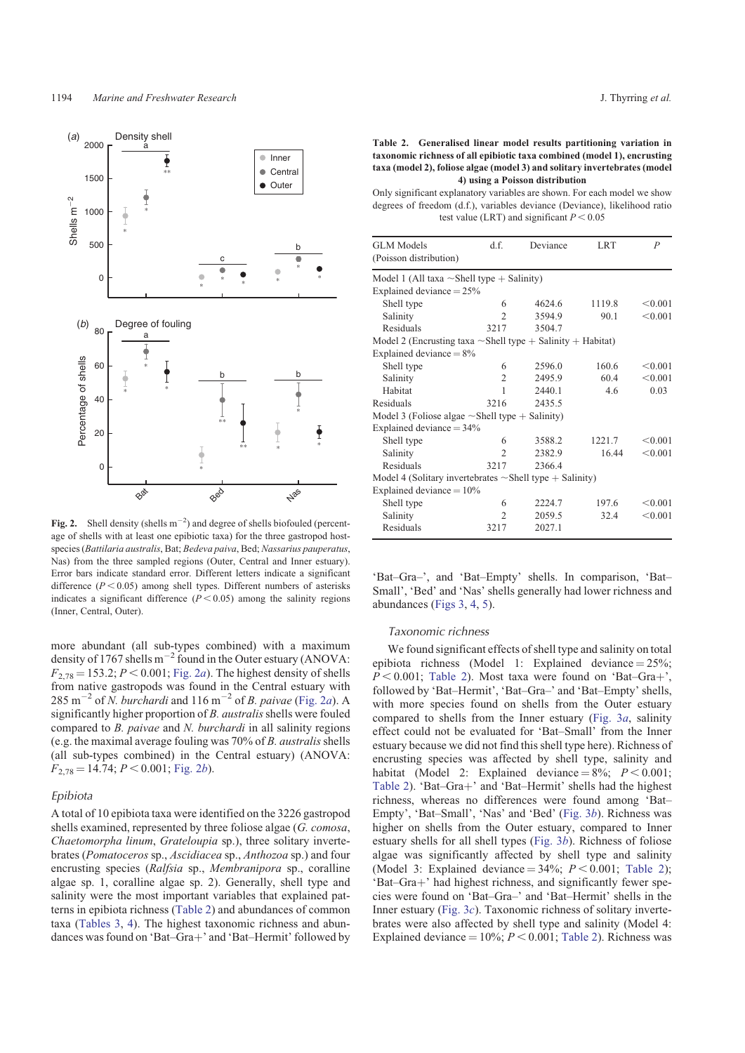**Fig. 2.** Shell density (shells $m^{-2}$) and degree of shells biofouled (percentage of shells with at least one epibiotic taxa) for the three gastropod host-species (*Battilaria australis*, Bat; *Bedeva paiva*, Bed; *Nassarius pauperatus*, Nas) from the three sampled regions (Outer, Central and Inner estuary). Error bars indicate standard error. Different letters indicate a significant difference ($P < 0.05$) among shell types. Different numbers of asterisks indicates a significant difference ($P < 0.05$) among the salinity regions (Inner, Central, Outer).

more abundant (all sub-types combined) with a maximum density of 1767 shells $m^{-2}$ found in the Outer estuary (ANOVA: $F_{2,78} = 153.2$; $P < 0.001$; Fig. 2*a*). The highest density of shells from native gastropods was found in the Central estuary with 285 $m^{-2}$ of *N. burchardi* and 116 $m^{-2}$ of *B. paivae* (Fig. 2*a*). A significantly higher proportion of *B. australis* shells were fouled compared to *B. paivae* and *N. burchardi* in all salinity regions (e.g. the maximal average fouling was 70% of *B. australis* shells (all sub-types combined) in the Central estuary) (ANOVA: $F_{2,78} = 14.74$; $P < 0.001$; Fig. 2*b*).

### Epibiota

A total of 10 epibiota taxa were identified on the 3226 gastropod shells examined, represented by three foliose algae (*G. comosa*, *Chaetomorpha linum*, *Grateloupia* sp.), three solitary invertebrates (*Pomatoceros* sp., *Ascidiacea* sp., *Anthozoa* sp.) and four encrusting species (*Ralfsia* sp., *Membranipora* sp., coralline algae sp. 1, coralline algae sp. 2). Generally, shell type and salinity were the most important variables that explained patterns in epibiota richness (Table 2) and abundances of common taxa (Tables 3, 4). The highest taxonomic richness and abundances was found on 'Bat–Gra+' and 'Bat–Hermit' followed by

**Table 2. Generalised linear model results partitioning variation in taxonomic richness of all epibiotic taxa combined (model 1), encrusting taxa (model 2), foliose algae (model 3) and solitary invertebrates (model 4) using a Poisson distribution**

Only significant explanatory variables are shown. For each model we show degrees of freedom (d.f.), variables deviance (Deviance), likelihood ratio test value (LRT) and significant $P < 0.05$

| GLM Models (Poisson distribution) | d.f. | Deviance | LRT | *P* |
|---|---|---|---|---|
| Model 1 (All taxa ~Shell type + Salinity) | | | | |
| Explained deviance = 25% | | | | |
| Shell type | 6 | 4624.6 | 1119.8 | <0.001 |
| Salinity | 2 | 3594.9 | 90.1 | <0.001 |
| Residuals | 3217 | 3504.7 | | |
| Model 2 (Encrusting taxa ~Shell type + Salinity + Habitat) | | | | |
| Explained deviance = 8% | | | | |
| Shell type | 6 | 2596.0 | 160.6 | <0.001 |
| Salinity | 2 | 2495.9 | 60.4 | <0.001 |
| Habitat | 1 | 2440.1 | 4.6 | 0.03 |
| Residuals | 3216 | 2435.5 | | |
| Model 3 (Foliose algae ~Shell type + Salinity) | | | | |
| Explained deviance = 34% | | | | |
| Shell type | 6 | 3588.2 | 1221.7 | <0.001 |
| Salinity | 2 | 2382.9 | 16.44 | <0.001 |
| Residuals | 3217 | 2366.4 | | |
| Model 4 (Solitary invertebrates ~Shell type + Salinity) | | | | |
| Explained deviance = 10% | | | | |
| Shell type | 6 | 2224.7 | 197.6 | <0.001 |
| Salinity | 2 | 2059.5 | 32.4 | <0.001 |
| Residuals | 3217 | 2027.1 | | |

'Bat–Gra–', and 'Bat–Empty' shells. In comparison, 'Bat–Small', 'Bed' and 'Nas' shells generally had lower richness and abundances (Figs 3, 4, 5).

### Taxonomic richness

We found significant effects of shell type and salinity on total epibiota richness (Model 1: Explained deviance = 25%; $P < 0.001$; Table 2). Most taxa were found on 'Bat–Gra+', followed by 'Bat–Hermit', 'Bat–Gra–' and 'Bat–Empty' shells, with more species found on shells from the Outer estuary compared to shells from the Inner estuary (Fig. 3*a*, salinity effect could not be evaluated for 'Bat–Small' from the Inner estuary because we did not find this shell type here). Richness of encrusting species was affected by shell type, salinity and habitat (Model 2: Explained deviance = 8%; $P < 0.001$; Table 2). 'Bat–Gra+' and 'Bat–Hermit' shells had the highest richness, whereas no differences were found among 'Bat–Empty', 'Bat–Small', 'Nas' and 'Bed' (Fig. 3*b*). Richness was higher on shells from the Outer estuary, compared to Inner estuary shells for all shell types (Fig. 3*b*). Richness of foliose algae was significantly affected by shell type and salinity (Model 3: Explained deviance = 34%; $P < 0.001$; Table 2); 'Bat–Gra+' had highest richness, and significantly fewer species were found on 'Bat–Gra–' and 'Bat–Hermit' shells in the Inner estuary (Fig. 3*c*). Taxonomic richness of solitary invertebrates were also affected by shell type and salinity (Model 4: Explained deviance = 10%; $P < 0.001$; Table 2). Richness was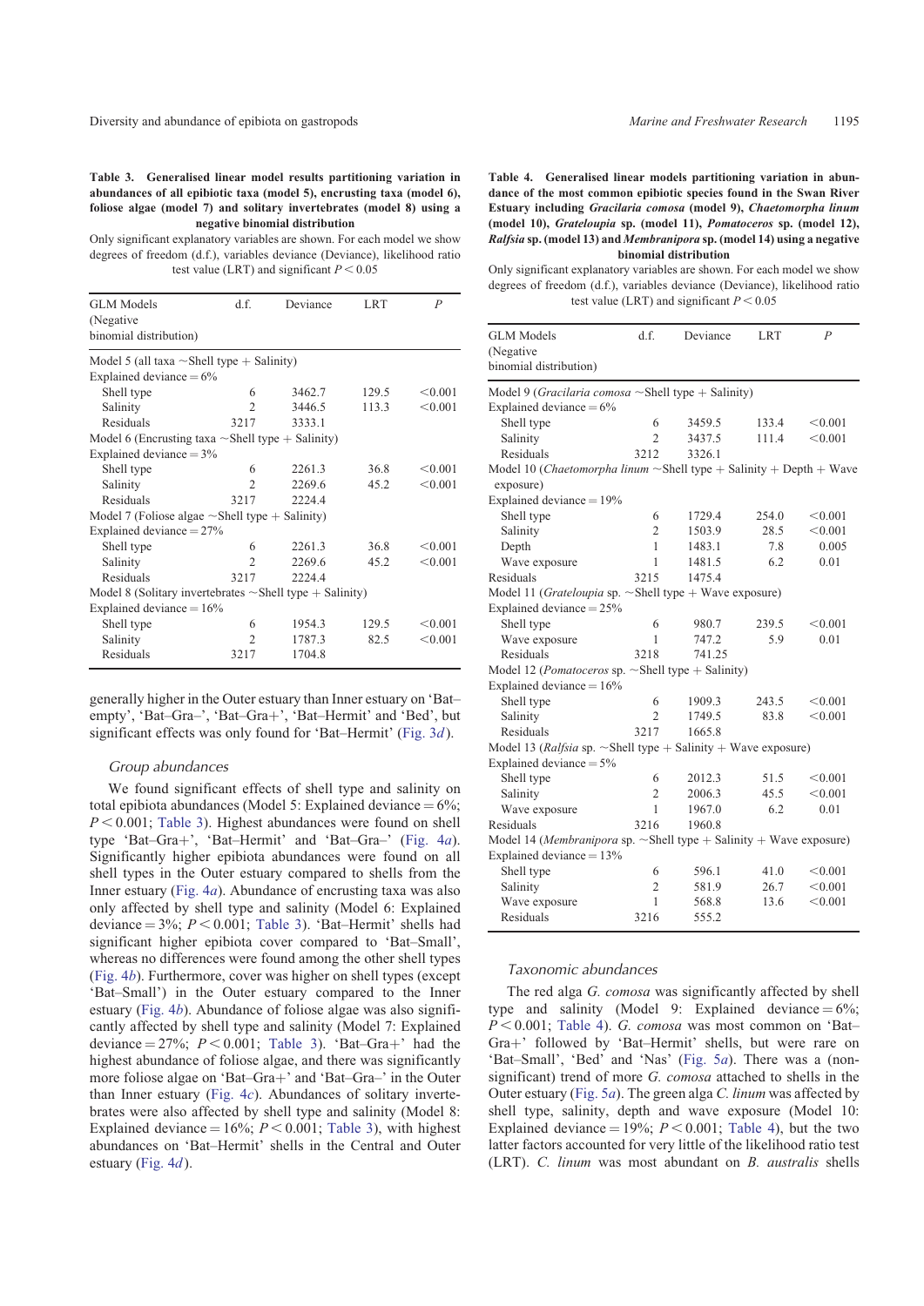**Table 3. Generalised linear model results partitioning variation in abundances of all epibiotic taxa (model 5), encrusting taxa (model 6), foliose algae (model 7) and solitary invertebrates (model 8) using a negative binomial distribution**

Only significant explanatory variables are shown. For each model we show degrees of freedom (d.f.), variables deviance (Deviance), likelihood ratio test value (LRT) and significant $P < 0.05$

| GLM Models (Negative binomial distribution) | d.f. | Deviance | LRT | *P* |
|---|---|---|---|---|
| Model 5 (all taxa ~Shell type + Salinity) | | | | |
| Explained deviance = 6% | | | | |
| Shell type | 6 | 3462.7 | 129.5 | <0.001 |
| Salinity | 2 | 3446.5 | 113.3 | <0.001 |
| Residuals | 3217 | 3333.1 | | |
| Model 6 (Encrusting taxa ~Shell type + Salinity) | | | | |
| Explained deviance = 3% | | | | |
| Shell type | 6 | 2261.3 | 36.8 | <0.001 |
| Salinity | 2 | 2269.6 | 45.2 | <0.001 |
| Residuals | 3217 | 2224.4 | | |
| Model 7 (Foliose algae ~Shell type + Salinity) | | | | |
| Explained deviance = 27% | | | | |
| Shell type | 6 | 2261.3 | 36.8 | <0.001 |
| Salinity | 2 | 2269.6 | 45.2 | <0.001 |
| Residuals | 3217 | 2224.4 | | |
| Model 8 (Solitary invertebrates ~Shell type + Salinity) | | | | |
| Explained deviance = 16% | | | | |
| Shell type | 6 | 1954.3 | 129.5 | <0.001 |
| Salinity | 2 | 1787.3 | 82.5 | <0.001 |
| Residuals | 3217 | 1704.8 | | |

generally higher in the Outer estuary than Inner estuary on 'Bat–empty', 'Bat–Gra–', 'Bat–Gra+', 'Bat–Hermit' and 'Bed', but significant effects was only found for 'Bat–Hermit' (Fig. 3*d*).

### Group abundances

We found significant effects of shell type and salinity on total epibiota abundances (Model 5: Explained deviance = 6%; $P < 0.001$; Table 3). Highest abundances were found on shell type 'Bat–Gra+', 'Bat–Hermit' and 'Bat–Gra–' (Fig. 4*a*). Significantly higher epibiota abundances were found on all shell types in the Outer estuary compared to shells from the Inner estuary (Fig. 4*a*). Abundance of encrusting taxa was also only affected by shell type and salinity (Model 6: Explained deviance = 3%; $P < 0.001$; Table 3). 'Bat–Hermit' shells had significant higher epibiota cover compared to 'Bat–Small', whereas no differences were found among the other shell types (Fig. 4*b*). Furthermore, cover was higher on shell types (except 'Bat–Small') in the Outer estuary compared to the Inner estuary (Fig. 4*b*). Abundance of foliose algae was also significantly affected by shell type and salinity (Model 7: Explained deviance = 27%; $P < 0.001$; Table 3). 'Bat–Gra+' had the highest abundance of foliose algae, and there was significantly more foliose algae on 'Bat–Gra+' and 'Bat–Gra–' in the Outer than Inner estuary (Fig. 4*c*). Abundances of solitary invertebrates were also affected by shell type and salinity (Model 8: Explained deviance = 16%; $P < 0.001$; Table 3), with highest abundances on 'Bat–Hermit' shells in the Central and Outer estuary (Fig. 4*d*).

**Table 4. Generalised linear models partitioning variation in abundance of the most common epibiotic species found in the Swan River Estuary including *Gracilaria comosa* (model 9), *Chaetomorpha linum* (model 10), *Grateloupia* sp. (model 11), *Pomatoceros* sp. (model 12), *Ralfsia* sp. (model 13) and *Membranipora* sp. (model 14) using a negative binomial distribution**

Only significant explanatory variables are shown. For each model we show degrees of freedom (d.f.), variables deviance (Deviance), likelihood ratio test value (LRT) and significant $P < 0.05$

| GLM Models (Negative binomial distribution) | d.f. | Deviance | LRT | *P* |
|---|---|---|---|---|
| Model 9 (*Gracilaria comosa* ~Shell type + Salinity) | | | | |
| Explained deviance = 6% | | | | |
| Shell type | 6 | 3459.5 | 133.4 | <0.001 |
| Salinity | 2 | 3437.5 | 111.4 | <0.001 |
| Residuals | 3212 | 3326.1 | | |
| Model 10 (*Chaetomorpha linum* ~Shell type + Salinity + Depth + Wave exposure) | | | | |
| Explained deviance = 19% | | | | |
| Shell type | 6 | 1729.4 | 254.0 | <0.001 |
| Salinity | 2 | 1503.9 | 28.5 | <0.001 |
| Depth | 1 | 1483.1 | 7.8 | 0.005 |
| Wave exposure | 1 | 1481.5 | 6.2 | 0.01 |
| Residuals | 3215 | 1475.4 | | |
| Model 11 (*Grateloupia* sp. ~Shell type + Wave exposure) | | | | |
| Explained deviance = 25% | | | | |
| Shell type | 6 | 980.7 | 239.5 | <0.001 |
| Wave exposure | 1 | 747.2 | 5.9 | 0.01 |
| Residuals | 3218 | 741.25 | | |
| Model 12 (*Pomatoceros* sp. ~Shell type + Salinity) | | | | |
| Explained deviance = 16% | | | | |
| Shell type | 6 | 1909.3 | 243.5 | <0.001 |
| Salinity | 2 | 1749.5 | 83.8 | <0.001 |
| Residuals | 3217 | 1665.8 | | |
| Model 13 (*Ralfsia* sp. ~Shell type + Salinity + Wave exposure) | | | | |
| Explained deviance = 5% | | | | |
| Shell type | 6 | 2012.3 | 51.5 | <0.001 |
| Salinity | 2 | 2006.3 | 45.5 | <0.001 |
| Wave exposure | 1 | 1967.0 | 6.2 | 0.01 |
| Residuals | 3216 | 1960.8 | | |
| Model 14 (*Membranipora* sp. ~Shell type + Salinity + Wave exposure) | | | | |
| Explained deviance = 13% | | | | |
| Shell type | 6 | 596.1 | 41.0 | <0.001 |
| Salinity | 2 | 581.9 | 26.7 | <0.001 |
| Wave exposure | 1 | 568.8 | 13.6 | <0.001 |
| Residuals | 3216 | 555.2 | | |

### Taxonomic abundances

The red alga *G. comosa* was significantly affected by shell type and salinity (Model 9: Explained deviance = 6%; $P < 0.001$; Table 4). *G. comosa* was most common on 'Bat–Gra+' followed by 'Bat–Hermit' shells, but were rare on 'Bat–Small', 'Bed' and 'Nas' (Fig. 5*a*). There was a (non-significant) trend of more *G. comosa* attached to shells in the Outer estuary (Fig. 5*a*). The green alga *C. linum* was affected by shell type, salinity, depth and wave exposure (Model 10: Explained deviance = 19%; $P < 0.001$; Table 4), but the two latter factors accounted for very little of the likelihood ratio test (LRT). *C. linum* was most abundant on *B. australis* shells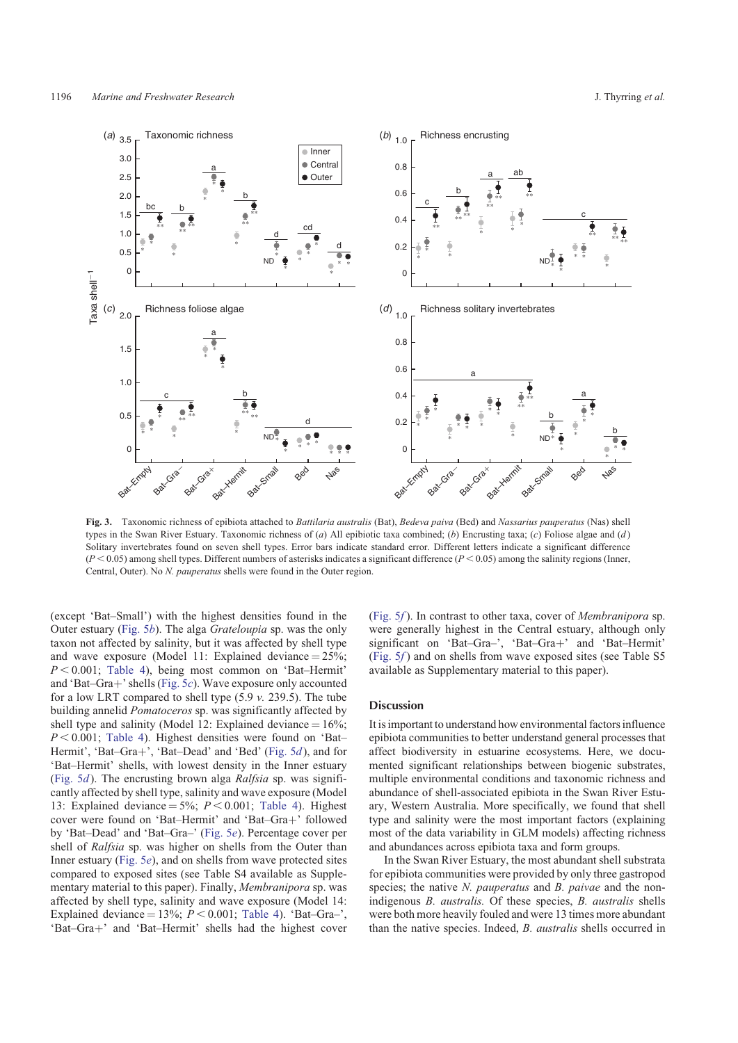**Fig. 3.** Taxonomic richness of epibiota attached to *Battilaria australis* (Bat), *Bedeva paiva* (Bed) and *Nassarius pauperatus* (Nas) shell types in the Swan River Estuary. Taxonomic richness of (*a*) All epibiotic taxa combined; (*b*) Encrusting taxa; (*c*) Foliose algae and (*d*) Solitary invertebrates found on seven shell types. Error bars indicate standard error. Different letters indicate a significant difference ($P < 0.05$) among shell types. Different numbers of asterisks indicates a significant difference ($P < 0.05$) among the salinity regions (Inner, Central, Outer). No *N. pauperatus* shells were found in the Outer region.

(except 'Bat–Small') with the highest densities found in the Outer estuary (Fig. 5*b*). The alga *Grateloupia* sp. was the only taxon not affected by salinity, but it was affected by shell type and wave exposure (Model 11: Explained deviance = 25%; $P < 0.001$; Table 4), being most common on 'Bat–Hermit' and 'Bat–Gra+' shells (Fig. 5*c*). Wave exposure only accounted for a low LRT compared to shell type (5.9 *v.* 239.5). The tube building annelid *Pomatoceros* sp. was significantly affected by shell type and salinity (Model 12: Explained deviance = 16%; $P < 0.001$; Table 4). Highest densities were found on 'Bat–Hermit', 'Bat–Gra+', 'Bat–Dead' and 'Bed' (Fig. 5*d*), and for 'Bat–Hermit' shells, with lowest density in the Inner estuary (Fig. 5*d*). The encrusting brown alga *Ralfsia* sp. was significantly affected by shell type, salinity and wave exposure (Model 13: Explained deviance = 5%; $P < 0.001$; Table 4). Highest cover were found on 'Bat–Hermit' and 'Bat–Gra+' followed by 'Bat–Dead' and 'Bat–Gra–' (Fig. 5*e*). Percentage cover per shell of *Ralfsia* sp. was higher on shells from the Outer than Inner estuary (Fig. 5*e*), and on shells from wave protected sites compared to exposed sites (see Table S4 available as Supplementary material to this paper). Finally, *Membranipora* sp. was affected by shell type, salinity and wave exposure (Model 14: Explained deviance = 13%; $P < 0.001$; Table 4). 'Bat–Gra–', 'Bat–Gra+' and 'Bat–Hermit' shells had the highest cover (Fig. 5*f*). In contrast to other taxa, cover of *Membranipora* sp. were generally highest in the Central estuary, although only significant on 'Bat–Gra–', 'Bat–Gra+' and 'Bat–Hermit' (Fig. 5*f*) and on shells from wave exposed sites (see Table S5 available as Supplementary material to this paper).

## Discussion

It is important to understand how environmental factors influence epibiota communities to better understand general processes that affect biodiversity in estuarine ecosystems. Here, we documented significant relationships between biogenic substrates, multiple environmental conditions and taxonomic richness and abundance of shell-associated epibiota in the Swan River Estuary, Western Australia. More specifically, we found that shell type and salinity were the most important factors (explaining most of the data variability in GLM models) affecting richness and abundances across epibiota taxa and form groups.

In the Swan River Estuary, the most abundant shell substrata for epibiota communities were provided by only three gastropod species; the native *N. pauperatus* and *B. paivae* and the non-indigenous *B. australis.* Of these species, *B. australis* shells were both more heavily fouled and were 13 times more abundant than the native species. Indeed, *B. australis* shells occurred in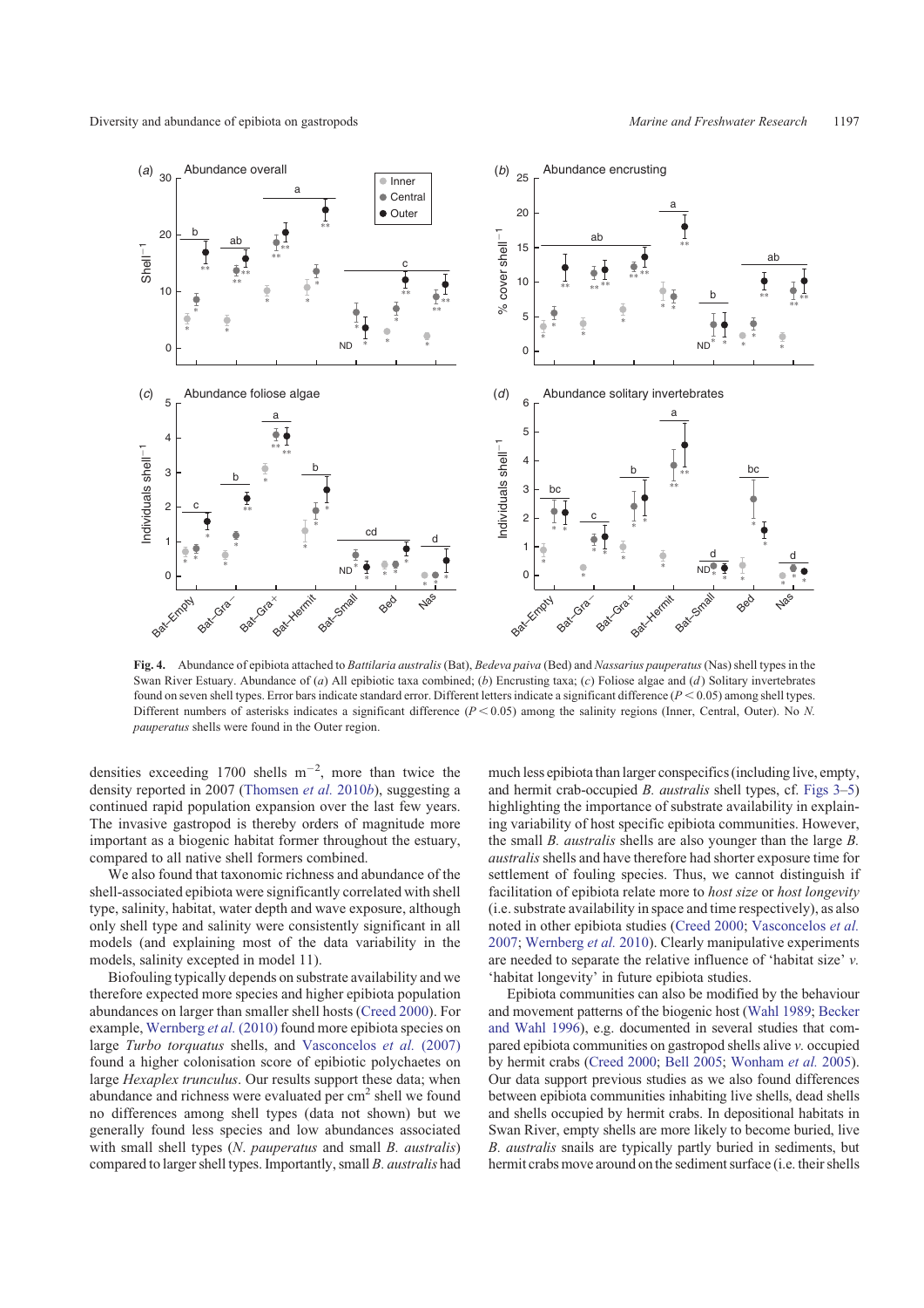**Fig. 4.** Abundance of epibiota attached to *Battilaria australis* (Bat), *Bedeva paiva* (Bed) and *Nassarius pauperatus* (Nas) shell types in the Swan River Estuary. Abundance of (*a*) All epibiotic taxa combined; (*b*) Encrusting taxa; (*c*) Foliose algae and (*d*) Solitary invertebrates found on seven shell types. Error bars indicate standard error. Different letters indicate a significant difference ($P < 0.05$) among shell types. Different numbers of asterisks indicates a significant difference ($P < 0.05$) among the salinity regions (Inner, Central, Outer). No *N. pauperatus* shells were found in the Outer region.

densities exceeding 1700 shells $m^{-2}$, more than twice the density reported in 2007 (Thomsen *et al.* 2010*b*), suggesting a continued rapid population expansion over the last few years. The invasive gastropod is thereby orders of magnitude more important as a biogenic habitat former throughout the estuary, compared to all native shell formers combined.

We also found that taxonomic richness and abundance of the shell-associated epibiota were significantly correlated with shell type, salinity, habitat, water depth and wave exposure, although only shell type and salinity were consistently significant in all models (and explaining most of the data variability in the models, salinity excepted in model 11).

Biofouling typically depends on substrate availability and we therefore expected more species and higher epibiota population abundances on larger than smaller shell hosts (Creed 2000). For example, Wernberg *et al.* (2010) found more epibiota species on large *Turbo torquatus* shells, and Vasconcelos *et al.* (2007) found a higher colonisation score of epibiotic polychaetes on large *Hexaplex trunculus*. Our results support these data; when abundance and richness were evaluated per $cm^2$ shell we found no differences among shell types (data not shown) but we generally found less species and low abundances associated with small shell types (*N. pauperatus* and small *B. australis*) compared to larger shell types. Importantly, small *B. australis* had much less epibiota than larger conspecifics (including live, empty, and hermit crab-occupied *B. australis* shell types, cf. Figs 3–5) highlighting the importance of substrate availability in explaining variability of host specific epibiota communities. However, the small *B. australis* shells are also younger than the large *B. australis* shells and have therefore had shorter exposure time for settlement of fouling species. Thus, we cannot distinguish if facilitation of epibiota relate more to *host size* or *host longevity* (i.e. substrate availability in space and time respectively), as also noted in other epibiota studies (Creed 2000; Vasconcelos *et al.* 2007; Wernberg *et al.* 2010). Clearly manipulative experiments are needed to separate the relative influence of 'habitat size' *v.* 'habitat longevity' in future epibiota studies.

Epibiota communities can also be modified by the behaviour and movement patterns of the biogenic host (Wahl 1989; Becker and Wahl 1996), e.g. documented in several studies that compared epibiota communities on gastropod shells alive *v.* occupied by hermit crabs (Creed 2000; Bell 2005; Wonham *et al.* 2005). Our data support previous studies as we also found differences between epibiota communities inhabiting live shells, dead shells and shells occupied by hermit crabs. In depositional habitats in Swan River, empty shells are more likely to become buried, live *B. australis* snails are typically partly buried in sediments, but hermit crabs move around on the sediment surface (i.e. their shells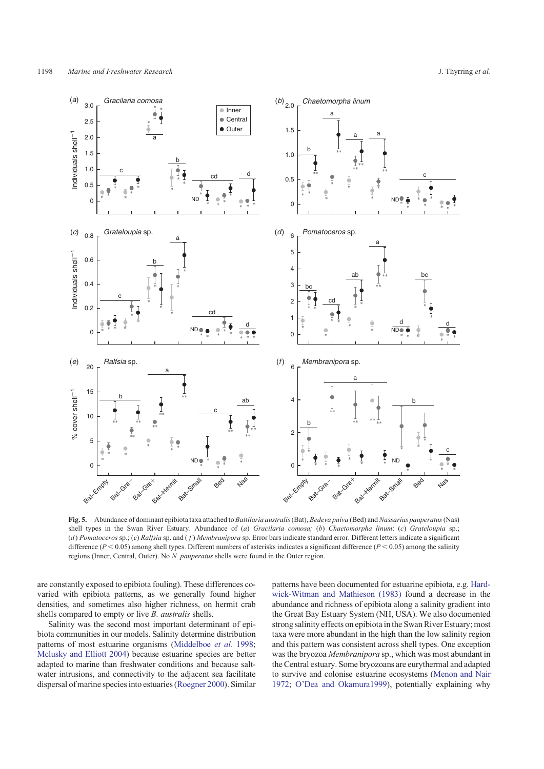**Fig. 5.** Abundance of dominant epibiota taxa attached to *Battilaria australis* (Bat), *Bedeva paiva* (Bed) and *Nassarius pauperatus* (Nas) shell types in the Swan River Estuary. Abundance of (*a*) *Gracilaria comosa;* (*b*) *Chaetomorpha linum*: (*c*) *Grateloupia* sp.; (*d*) *Pomatoceros* sp.; (*e*) *Ralfsia* sp. and (*f*) *Membranipora* sp. Error bars indicate standard error. Different letters indicate a significant difference ($P < 0.05$) among shell types. Different numbers of asterisks indicates a significant difference ($P < 0.05$) among the salinity regions (Inner, Central, Outer). No *N. pauperatus* shells were found in the Outer region.

are constantly exposed to epibiota fouling). These differences covaried with epibiota patterns, as we generally found higher densities, and sometimes also higher richness, on hermit crab shells compared to empty or live *B. australis* shells.

Salinity was the second most important determinant of epibiota communities in our models. Salinity determine distribution patterns of most estuarine organisms (Middelboe *et al.* 1998; Mclusky and Elliott 2004) because estuarine species are better adapted to marine than freshwater conditions and because saltwater intrusions, and connectivity to the adjacent sea facilitate dispersal of marine species into estuaries (Roegner 2000). Similar patterns have been documented for estuarine epibiota, e.g. Hardwick-Witman and Mathieson (1983) found a decrease in the abundance and richness of epibiota along a salinity gradient into the Great Bay Estuary System (NH, USA). We also documented strong salinity effects on epibiota in the Swan River Estuary; most taxa were more abundant in the high than the low salinity region and this pattern was consistent across shell types. One exception was the bryozoa *Membranipora* sp., which was most abundant in the Central estuary. Some bryozoans are eurythermal and adapted to survive and colonise estuarine ecosystems (Menon and Nair 1972; O'Dea and Okamura1999), potentially explaining why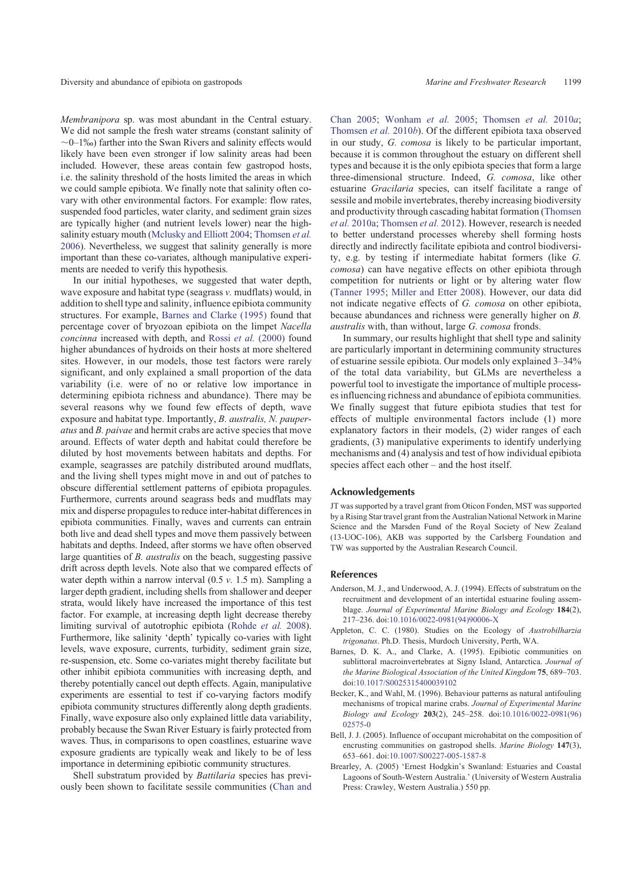*Membranipora* sp. was most abundant in the Central estuary. We did not sample the fresh water streams (constant salinity of ~0–1‰) farther into the Swan Rivers and salinity effects would likely have been even stronger if low salinity areas had been included. However, these areas contain few gastropod hosts, i.e. the salinity threshold of the hosts limited the areas in which we could sample epibiota. We finally note that salinity often co-vary with other environmental factors. For example: flow rates, suspended food particles, water clarity, and sediment grain sizes are typically higher (and nutrient levels lower) near the high-salinity estuary mouth (Mclusky and Elliott 2004; Thomsen *et al.* 2006). Nevertheless, we suggest that salinity generally is more important than these co-variates, although manipulative experiments are needed to verify this hypothesis.

In our initial hypotheses, we suggested that water depth, wave exposure and habitat type (seagrass *v.* mudflats) would, in addition to shell type and salinity, influence epibiota community structures. For example, Barnes and Clarke (1995) found that percentage cover of bryozoan epibiota on the limpet *Nacella concinna* increased with depth, and Rossi *et al.* (2000) found higher abundances of hydroids on their hosts at more sheltered sites. However, in our models, those test factors were rarely significant, and only explained a small proportion of the data variability (i.e. were of no or relative low importance in determining epibiota richness and abundance). There may be several reasons why we found few effects of depth, wave exposure and habitat type. Importantly, *B. australis, N. pauperatus* and *B. paivae* and hermit crabs are active species that move around. Effects of water depth and habitat could therefore be diluted by host movements between habitats and depths. For example, seagrasses are patchily distributed around mudflats, and the living shell types might move in and out of patches to obscure differential settlement patterns of epibiota propagules. Furthermore, currents around seagrass beds and mudflats may mix and disperse propagules to reduce inter-habitat differences in epibiota communities. Finally, waves and currents can entrain both live and dead shell types and move them passively between habitats and depths. Indeed, after storms we have often observed large quantities of *B. australis* on the beach, suggesting passive drift across depth levels. Note also that we compared effects of water depth within a narrow interval (0.5 *v.* 1.5 m). Sampling a larger depth gradient, including shells from shallower and deeper strata, would likely have increased the importance of this test factor. For example, at increasing depth light decrease thereby limiting survival of autotrophic epibiota (Rohde *et al.* 2008). Furthermore, like salinity 'depth' typically co-varies with light levels, wave exposure, currents, turbidity, sediment grain size, re-suspension, etc. Some co-variates might thereby facilitate but other inhibit epibiota communities with increasing depth, and thereby potentially cancel out depth effects. Again, manipulative experiments are essential to test if co-varying factors modify epibiota community structures differently along depth gradients. Finally, wave exposure also only explained little data variability, probably because the Swan River Estuary is fairly protected from waves. Thus, in comparisons to open coastlines, estuarine wave exposure gradients are typically weak and likely to be of less importance in determining epibiotic community structures.

Shell substratum provided by *Battilaria* species has previously been shown to facilitate sessile communities (Chan and Chan 2005; Wonham *et al.* 2005; Thomsen *et al.* 2010*a*; Thomsen *et al.* 2010*b*). Of the different epibiota taxa observed in our study, *G. comosa* is likely to be particular important, because it is common throughout the estuary on different shell types and because it is the only epibiota species that form a large three-dimensional structure. Indeed, *G. comosa*, like other estuarine *Gracilaria* species, can itself facilitate a range of sessile and mobile invertebrates, thereby increasing biodiversity and productivity through cascading habitat formation (Thomsen *et al.* 2010a; Thomsen *et al.* 2012). However, research is needed to better understand processes whereby shell forming hosts directly and indirectly facilitate epibiota and control biodiversity, e.g. by testing if intermediate habitat formers (like *G. comosa*) can have negative effects on other epibiota through competition for nutrients or light or by altering water flow (Tanner 1995; Miller and Etter 2008). However, our data did not indicate negative effects of *G. comosa* on other epibiota, because abundances and richness were generally higher on *B. australis* with, than without, large *G. comosa* fronds.

In summary, our results highlight that shell type and salinity are particularly important in determining community structures of estuarine sessile epibiota. Our models only explained 3–34% of the total data variability, but GLMs are nevertheless a powerful tool to investigate the importance of multiple processes influencing richness and abundance of epibiota communities. We finally suggest that future epibiota studies that test for effects of multiple environmental factors include (1) more explanatory factors in their models, (2) wider ranges of each gradients, (3) manipulative experiments to identify underlying mechanisms and (4) analysis and test of how individual epibiota species affect each other – and the host itself.

## Acknowledgements

JT was supported by a travel grant from Oticon Fonden, MST was supported by a Rising Star travel grant from the Australian National Network in Marine Science and the Marsden Fund of the Royal Society of New Zealand (13-UOC-106), AKB was supported by the Carlsberg Foundation and TW was supported by the Australian Research Council.

## References

Anderson, M. J., and Underwood, A. J. (1994). Effects of substratum on the recruitment and development of an intertidal estuarine fouling assemblage. *Journal of Experimental Marine Biology and Ecology* **184**(2), 217–236. doi:10.1016/0022-0981(94)90006-X

Appleton, C. C. (1980). Studies on the Ecology of *Austrobilharzia trigonatus*. Ph.D. Thesis, Murdoch University, Perth, WA.

Barnes, D. K. A., and Clarke, A. (1995). Epibiotic communities on sublittoral macroinvertebrates at Signy Island, Antarctica. *Journal of the Marine Biological Association of the United Kingdom* **75**, 689–703. doi:10.1017/S0025315400039102

Becker, K., and Wahl, M. (1996). Behaviour patterns as natural antifouling mechanisms of tropical marine crabs. *Journal of Experimental Marine Biology and Ecology* **203**(2), 245–258. doi:10.1016/0022-0981(96)02575-0

Bell, J. J. (2005). Influence of occupant microhabitat on the composition of encrusting communities on gastropod shells. *Marine Biology* **147**(3), 653–661. doi:10.1007/S00227-005-1587-8

Brearley, A. (2005) 'Ernest Hodgkin's Swanland: Estuaries and Coastal Lagoons of South-Western Australia.' (University of Western Australia Press: Crawley, Western Australia.) 550 pp.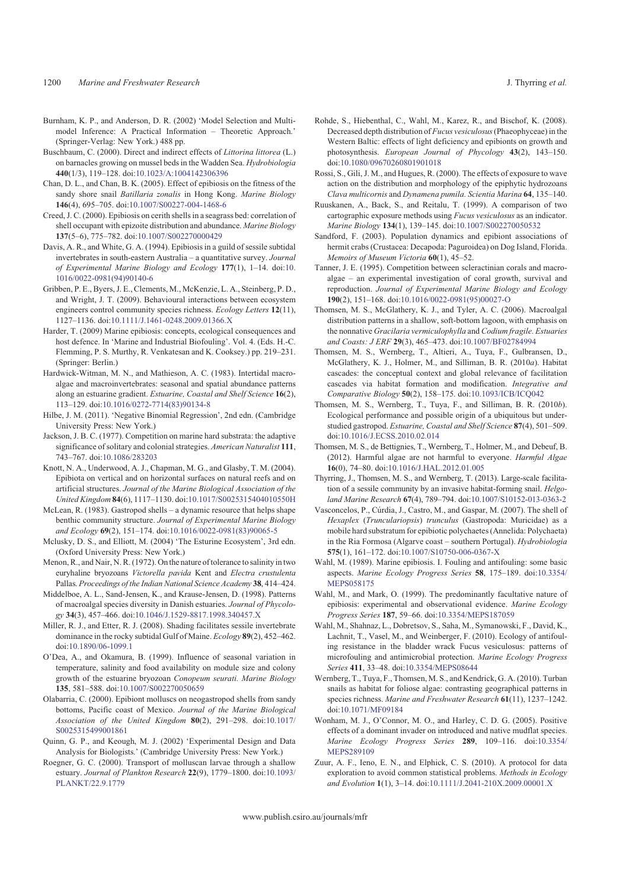Burnham, K. P., and Anderson, D. R. (2002) 'Model Selection and Multimodel Inference: A Practical Information – Theoretic Approach.' (Springer-Verlag: New York.) 488 pp.

Buschbaum, C. (2000). Direct and indirect effects of *Littorina littorea* (L.) on barnacles growing on mussel beds in the Wadden Sea. *Hydrobiologia* **440**(1/3), 119–128. doi:10.1023/A:1004142306396

Chan, D. L., and Chan, B. K. (2005). Effect of epibiosis on the fitness of the sandy shore snail *Batillaria zonalis* in Hong Kong. *Marine Biology* **146**(4), 695–705. doi:10.1007/S00227-004-1468-6

Creed, J. C. (2000). Epibiosis on cerith shells in a seagrass bed: correlation of shell occupant with epizoite distribution and abundance. *Marine Biology* **137**(5–6), 775–782. doi:10.1007/S002270000429

Davis, A. R., and White, G. A. (1994). Epibiosis in a guild of sessile subtidal invertebrates in south-eastern Australia – a quantitative survey. *Journal of Experimental Marine Biology and Ecology* **177**(1), 1–14. doi:10.1016/0022-0981(94)90140-6

Gribben, P. E., Byers, J. E., Clements, M., McKenzie, L. A., Steinberg, P. D., and Wright, J. T. (2009). Behavioural interactions between ecosystem engineers control community species richness. *Ecology Letters* **12**(11), 1127–1136. doi:10.1111/J.1461-0248.2009.01366.X

Harder, T. (2009) Marine epibiosis: concepts, ecological consequences and host defence. In 'Marine and Industrial Biofouling'. Vol. 4. (Eds. H.-C. Flemming, P. S. Murthy, R. Venkatesan and K. Cooksey.) pp. 219–231. (Springer: Berlin.)

Hardwick-Witman, M. N., and Mathieson, A. C. (1983). Intertidal macroalgae and macroinvertebrates: seasonal and spatial abundance patterns along an estuarine gradient. *Estuarine, Coastal and Shelf Science* **16**(2), 113–129. doi:10.1016/0272-7714(83)90134-8

Hilbe, J. M. (2011). 'Negative Binomial Regression', 2nd edn. (Cambridge University Press: New York.)

Jackson, J. B. C. (1977). Competition on marine hard substrata: the adaptive significance of solitary and colonial strategies. *American Naturalist* **111**, 743–767. doi:10.1086/283203

Knott, N. A., Underwood, A. J., Chapman, M. G., and Glasby, T. M. (2004). Epibiota on vertical and on horizontal surfaces on natural reefs and on artificial structures. *Journal of the Marine Biological Association of the United Kingdom* **84**(6), 1117–1130. doi:10.1017/S0025315404010550H

McLean, R. (1983). Gastropod shells – a dynamic resource that helps shape benthic community structure. *Journal of Experimental Marine Biology and Ecology* **69**(2), 151–174. doi:10.1016/0022-0981(83)90065-5

Mclusky, D. S., and Elliott, M. (2004) 'The Esturine Ecosystem', 3rd edn. (Oxford University Press: New York.)

Menon, R., and Nair, N. R. (1972). On the nature of tolerance to salinity in two euryhaline bryozoans *Victorella pavida* Kent and *Electra crustulenta* Pallas. *Proceedings of the Indian National Science Academy* **38**, 414–424.

Middelboe, A. L., Sand-Jensen, K., and Krause-Jensen, D. (1998). Patterns of macroalgal species diversity in Danish estuaries. *Journal of Phycology* **34**(3), 457–466. doi:10.1046/J.1529-8817.1998.340457.X

Miller, R. J., and Etter, R. J. (2008). Shading facilitates sessile invertebrate dominance in the rocky subtidal Gulf of Maine. *Ecology* **89**(2), 452–462. doi:10.1890/06-1099.1

O'Dea, A., and Okamura, B. (1999). Influence of seasonal variation in temperature, salinity and food availability on module size and colony growth of the estuarine bryozoan *Conopeum seurati*. *Marine Biology* **135**, 581–588. doi:10.1007/S002270050659

Olabarria, C. (2000). Epibiont molluscs on neogastropod shells from sandy bottoms, Pacific coast of Mexico. *Journal of the Marine Biological Association of the United Kingdom* **80**(2), 291–298. doi:10.1017/S0025315499001861

Quinn, G. P., and Keough, M. J. (2002) 'Experimental Design and Data Analysis for Biologists.' (Cambridge University Press: New York.)

Roegner, G. C. (2000). Transport of molluscan larvae through a shallow estuary. *Journal of Plankton Research* **22**(9), 1779–1800. doi:10.1093/PLANKT/22.9.1779

Rohde, S., Hiebenthal, C., Wahl, M., Karez, R., and Bischof, K. (2008). Decreased depth distribution of *Fucus vesiculosus* (Phaeophyceae) in the Western Baltic: effects of light deficiency and epibionts on growth and photosynthesis. *European Journal of Phycology* **43**(2), 143–150. doi:10.1080/09670260801901018

Rossi, S., Gili, J. M., and Hugues, R. (2000). The effects of exposure to wave action on the distribution and morphology of the epiphytic hydrozoans *Clava multicornis* and *Dynamena pumila*. *Scientia Marina* **64**, 135–140.

Ruuskanen, A., Back, S., and Reitalu, T. (1999). A comparison of two cartographic exposure methods using *Fucus vesiculosus* as an indicator. *Marine Biology* **134**(1), 139–145. doi:10.1007/S002270050532

Sandford, F. (2003). Population dynamics and epibiont associations of hermit crabs (Crustacea: Decapoda: Paguroidea) on Dog Island, Florida. *Memoirs of Museum Victoria* **60**(1), 45–52.

Tanner, J. E. (1995). Competition between scleractinian corals and macroalgae – an experimental investigation of coral growth, survival and reproduction. *Journal of Experimental Marine Biology and Ecology* **190**(2), 151–168. doi:10.1016/0022-0981(95)00027-O

Thomsen, M. S., McGlathery, K. J., and Tyler, A. C. (2006). Macroalgal distribution patterns in a shallow, soft-bottom lagoon, with emphasis on the nonnative *Gracilaria vermiculophylla* and *Codium fragile*. *Estuaries and Coasts: J ERF* **29**(3), 465–473. doi:10.1007/BF02784994

Thomsen, M. S., Wernberg, T., Altieri, A., Tuya, F., Gulbransen, D., McGlathery, K. J., Holmer, M., and Silliman, B. R. (2010*a*). Habitat cascades: the conceptual context and global relevance of facilitation cascades via habitat formation and modification. *Integrative and Comparative Biology* **50**(2), 158–175. doi:10.1093/ICB/ICQ042

Thomsen, M. S., Wernberg, T., Tuya, F., and Silliman, B. R. (2010*b*). Ecological performance and possible origin of a ubiquitous but under-studied gastropod. *Estuarine, Coastal and Shelf Science* **87**(4), 501–509. doi:10.1016/J.ECSS.2010.02.014

Thomsen, M. S., de Bettignies, T., Wernberg, T., Holmer, M., and Debeuf, B. (2012). Harmful algae are not harmful to everyone. *Harmful Algae* **16**(0), 74–80. doi:10.1016/J.HAL.2012.01.005

Thyrring, J., Thomsen, M. S., and Wernberg, T. (2013). Large-scale facilitation of a sessile community by an invasive habitat-forming snail. *Helgoland Marine Research* **67**(4), 789–794. doi:10.1007/S10152-013-0363-2

Vasconcelos, P., Cúrdia, J., Castro, M., and Gaspar, M. (2007). The shell of *Hexaplex* (*Trunculariopsis*) *trunculus* (Gastropoda: Muricidae) as a mobile hard substratum for epibiotic polychaetes (Annelida: Polychaeta) in the Ria Formosa (Algarve coast – southern Portugal). *Hydrobiologia* **575**(1), 161–172. doi:10.1007/S10750-006-0367-X

Wahl, M. (1989). Marine epibiosis. I. Fouling and antifouling: some basic aspects. *Marine Ecology Progress Series* **58**, 175–189. doi:10.3354/MEPS058175

Wahl, M., and Mark, O. (1999). The predominantly facultative nature of epibiosis: experimental and observational evidence. *Marine Ecology Progress Series* **187**, 59–66. doi:10.3354/MEPS187059

Wahl, M., Shahnaz, L., Dobretsov, S., Saha, M., Symanowski, F., David, K., Lachnit, T., Vasel, M., and Weinberger, F. (2010). Ecology of antifouling resistance in the bladder wrack Fucus vesiculosus: patterns of microfouling and antimicrobial protection. *Marine Ecology Progress Series* **411**, 33–48. doi:10.3354/MEPS08644

Wernberg, T., Tuya, F., Thomsen, M. S., and Kendrick, G. A. (2010). Turban snails as habitat for foliose algae: contrasting geographical patterns in species richness. *Marine and Freshwater Research* **61**(11), 1237–1242. doi:10.1071/MF09184

Wonham, M. J., O'Connor, M. O., and Harley, C. D. G. (2005). Positive effects of a dominant invader on introduced and native mudflat species. *Marine Ecology Progress Series* **289**, 109–116. doi:10.3354/MEPS289109

Zuur, A. F., Ieno, E. N., and Elphick, C. S. (2010). A protocol for data exploration to avoid common statistical problems. *Methods in Ecology and Evolution* **1**(1), 3–14. doi:10.1111/J.2041-210X.2009.00001.X